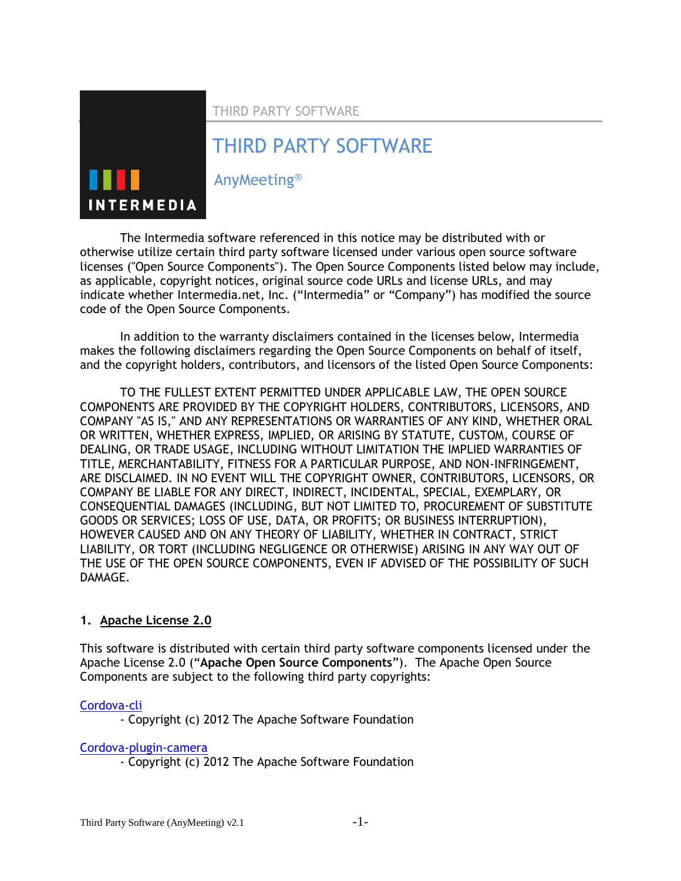# THIRD PARTY SOFTWARE

## AnyMeeting®

The Intermedia software referenced in this notice may be distributed with or otherwise utilize certain third party software licensed under various open source software licenses ("Open Source Components"). The Open Source Components listed below may include, as applicable, copyright notices, original source code URLs and license URLs, and may indicate whether Intermedia.net, Inc. ("Intermedia" or "Company") has modified the source code of the Open Source Components.

In addition to the warranty disclaimers contained in the licenses below, Intermedia makes the following disclaimers regarding the Open Source Components on behalf of itself, and the copyright holders, contributors, and licensors of the listed Open Source Components:

TO THE FULLEST EXTENT PERMITTED UNDER APPLICABLE LAW, THE OPEN SOURCE COMPONENTS ARE PROVIDED BY THE COPYRIGHT HOLDERS, CONTRIBUTORS, LICENSORS, AND COMPANY "AS IS," AND ANY REPRESENTATIONS OR WARRANTIES OF ANY KIND, WHETHER ORAL OR WRITTEN, WHETHER EXPRESS, IMPLIED, OR ARISING BY STATUTE, CUSTOM, COURSE OF DEALING, OR TRADE USAGE, INCLUDING WITHOUT LIMITATION THE IMPLIED WARRANTIES OF TITLE, MERCHANTABILITY, FITNESS FOR A PARTICULAR PURPOSE, AND NON-INFRINGEMENT, ARE DISCLAIMED. IN NO EVENT WILL THE COPYRIGHT OWNER, CONTRIBUTORS, LICENSORS, OR COMPANY BE LIABLE FOR ANY DIRECT, INDIRECT, INCIDENTAL, SPECIAL, EXEMPLARY, OR CONSEQUENTIAL DAMAGES (INCLUDING, BUT NOT LIMITED TO, PROCUREMENT OF SUBSTITUTE GOODS OR SERVICES; LOSS OF USE, DATA, OR PROFITS; OR BUSINESS INTERRUPTION), HOWEVER CAUSED AND ON ANY THEORY OF LIABILITY, WHETHER IN CONTRACT, STRICT LIABILITY, OR TORT (INCLUDING NEGLIGENCE OR OTHERWISE) ARISING IN ANY WAY OUT OF THE USE OF THE OPEN SOURCE COMPONENTS, EVEN IF ADVISED OF THE POSSIBILITY OF SUCH DAMAGE.

### 1. Apache License 2.0

This software is distributed with certain third party software components licensed under the Apache License 2.0 ("**Apache Open Source Components**"). The Apache Open Source Components are subject to the following third party copyrights:

Cordova-cli
- Copyright (c) 2012 The Apache Software Foundation

Cordova-plugin-camera
- Copyright (c) 2012 The Apache Software Foundation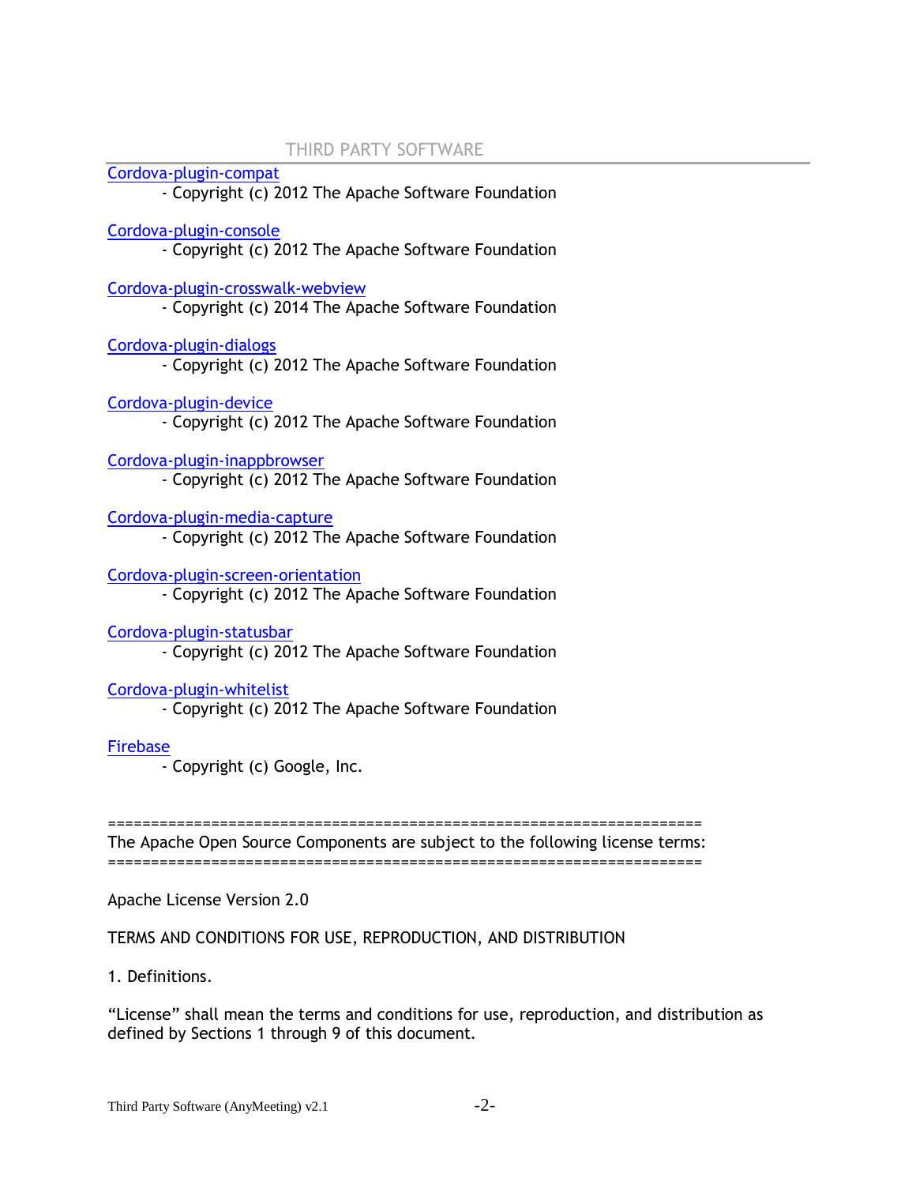Cordova-plugin-compat
- Copyright (c) 2012 The Apache Software Foundation

Cordova-plugin-console
- Copyright (c) 2012 The Apache Software Foundation

Cordova-plugin-crosswalk-webview
- Copyright (c) 2014 The Apache Software Foundation

Cordova-plugin-dialogs
- Copyright (c) 2012 The Apache Software Foundation

Cordova-plugin-device
- Copyright (c) 2012 The Apache Software Foundation

Cordova-plugin-inappbrowser
- Copyright (c) 2012 The Apache Software Foundation

Cordova-plugin-media-capture
- Copyright (c) 2012 The Apache Software Foundation

Cordova-plugin-screen-orientation
- Copyright (c) 2012 The Apache Software Foundation

Cordova-plugin-statusbar
- Copyright (c) 2012 The Apache Software Foundation

Cordova-plugin-whitelist
- Copyright (c) 2012 The Apache Software Foundation

Firebase
- Copyright (c) Google, Inc.

====================================================================
The Apache Open Source Components are subject to the following license terms:
====================================================================

Apache License Version 2.0

TERMS AND CONDITIONS FOR USE, REPRODUCTION, AND DISTRIBUTION

1. Definitions.

"License" shall mean the terms and conditions for use, reproduction, and distribution as defined by Sections 1 through 9 of this document.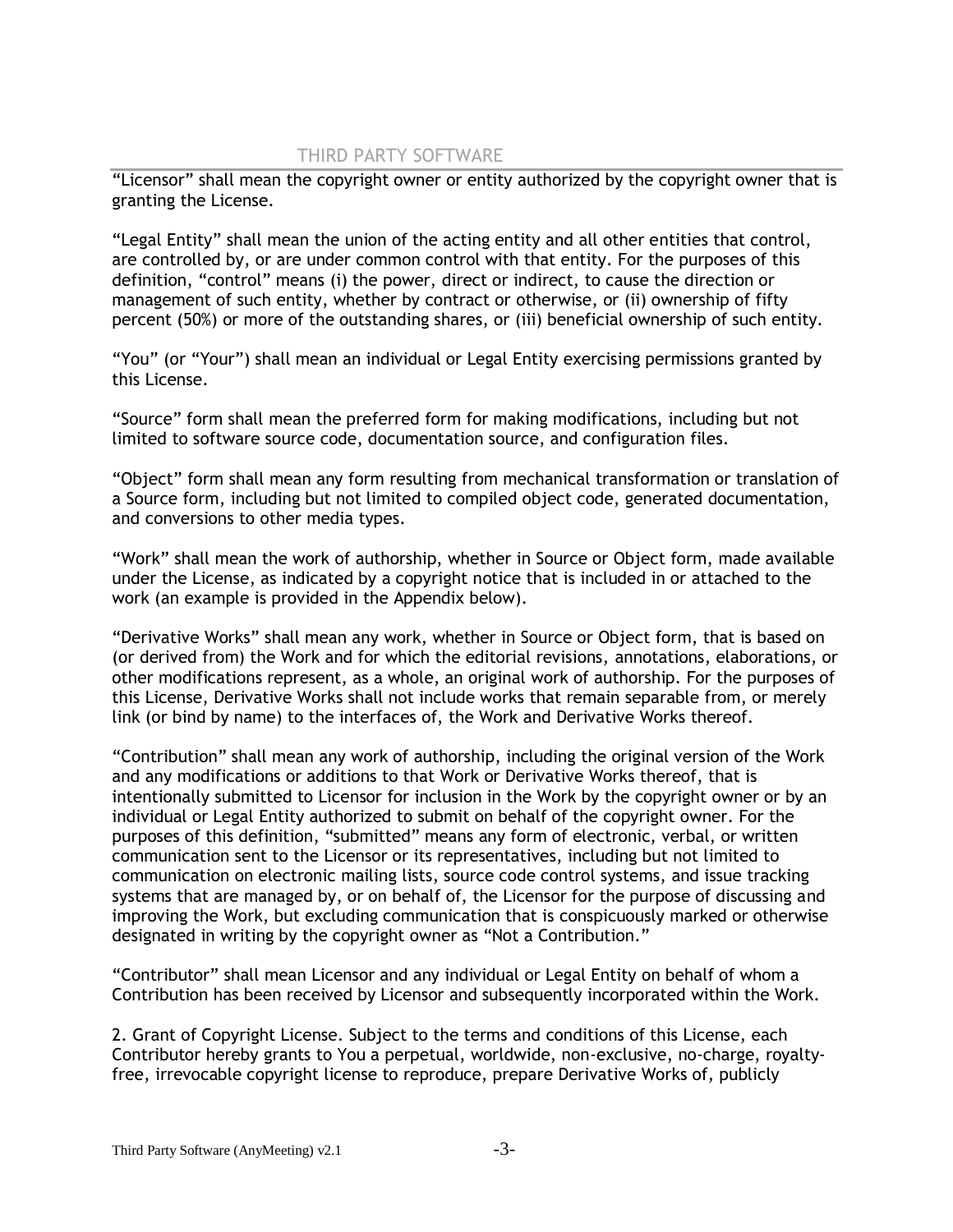"Licensor" shall mean the copyright owner or entity authorized by the copyright owner that is granting the License.

"Legal Entity" shall mean the union of the acting entity and all other entities that control, are controlled by, or are under common control with that entity. For the purposes of this definition, "control" means (i) the power, direct or indirect, to cause the direction or management of such entity, whether by contract or otherwise, or (ii) ownership of fifty percent (50%) or more of the outstanding shares, or (iii) beneficial ownership of such entity.

"You" (or "Your") shall mean an individual or Legal Entity exercising permissions granted by this License.

"Source" form shall mean the preferred form for making modifications, including but not limited to software source code, documentation source, and configuration files.

"Object" form shall mean any form resulting from mechanical transformation or translation of a Source form, including but not limited to compiled object code, generated documentation, and conversions to other media types.

"Work" shall mean the work of authorship, whether in Source or Object form, made available under the License, as indicated by a copyright notice that is included in or attached to the work (an example is provided in the Appendix below).

"Derivative Works" shall mean any work, whether in Source or Object form, that is based on (or derived from) the Work and for which the editorial revisions, annotations, elaborations, or other modifications represent, as a whole, an original work of authorship. For the purposes of this License, Derivative Works shall not include works that remain separable from, or merely link (or bind by name) to the interfaces of, the Work and Derivative Works thereof.

"Contribution" shall mean any work of authorship, including the original version of the Work and any modifications or additions to that Work or Derivative Works thereof, that is intentionally submitted to Licensor for inclusion in the Work by the copyright owner or by an individual or Legal Entity authorized to submit on behalf of the copyright owner. For the purposes of this definition, "submitted" means any form of electronic, verbal, or written communication sent to the Licensor or its representatives, including but not limited to communication on electronic mailing lists, source code control systems, and issue tracking systems that are managed by, or on behalf of, the Licensor for the purpose of discussing and improving the Work, but excluding communication that is conspicuously marked or otherwise designated in writing by the copyright owner as "Not a Contribution."

"Contributor" shall mean Licensor and any individual or Legal Entity on behalf of whom a Contribution has been received by Licensor and subsequently incorporated within the Work.

2. Grant of Copyright License. Subject to the terms and conditions of this License, each Contributor hereby grants to You a perpetual, worldwide, non-exclusive, no-charge, royalty-free, irrevocable copyright license to reproduce, prepare Derivative Works of, publicly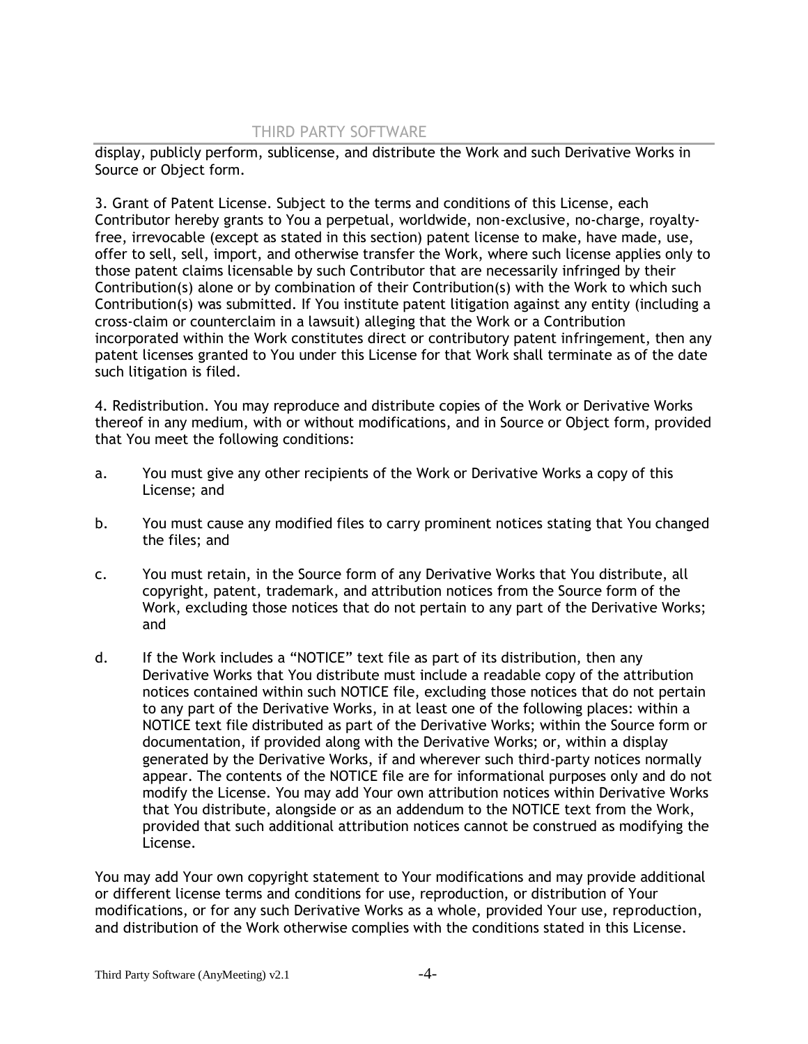display, publicly perform, sublicense, and distribute the Work and such Derivative Works in Source or Object form.

3. Grant of Patent License. Subject to the terms and conditions of this License, each Contributor hereby grants to You a perpetual, worldwide, non-exclusive, no-charge, royalty-free, irrevocable (except as stated in this section) patent license to make, have made, use, offer to sell, sell, import, and otherwise transfer the Work, where such license applies only to those patent claims licensable by such Contributor that are necessarily infringed by their Contribution(s) alone or by combination of their Contribution(s) with the Work to which such Contribution(s) was submitted. If You institute patent litigation against any entity (including a cross-claim or counterclaim in a lawsuit) alleging that the Work or a Contribution incorporated within the Work constitutes direct or contributory patent infringement, then any patent licenses granted to You under this License for that Work shall terminate as of the date such litigation is filed.

4. Redistribution. You may reproduce and distribute copies of the Work or Derivative Works thereof in any medium, with or without modifications, and in Source or Object form, provided that You meet the following conditions:

a. You must give any other recipients of the Work or Derivative Works a copy of this License; and

b. You must cause any modified files to carry prominent notices stating that You changed the files; and

c. You must retain, in the Source form of any Derivative Works that You distribute, all copyright, patent, trademark, and attribution notices from the Source form of the Work, excluding those notices that do not pertain to any part of the Derivative Works; and

d. If the Work includes a "NOTICE" text file as part of its distribution, then any Derivative Works that You distribute must include a readable copy of the attribution notices contained within such NOTICE file, excluding those notices that do not pertain to any part of the Derivative Works, in at least one of the following places: within a NOTICE text file distributed as part of the Derivative Works; within the Source form or documentation, if provided along with the Derivative Works; or, within a display generated by the Derivative Works, if and wherever such third-party notices normally appear. The contents of the NOTICE file are for informational purposes only and do not modify the License. You may add Your own attribution notices within Derivative Works that You distribute, alongside or as an addendum to the NOTICE text from the Work, provided that such additional attribution notices cannot be construed as modifying the License.

You may add Your own copyright statement to Your modifications and may provide additional or different license terms and conditions for use, reproduction, or distribution of Your modifications, or for any such Derivative Works as a whole, provided Your use, reproduction, and distribution of the Work otherwise complies with the conditions stated in this License.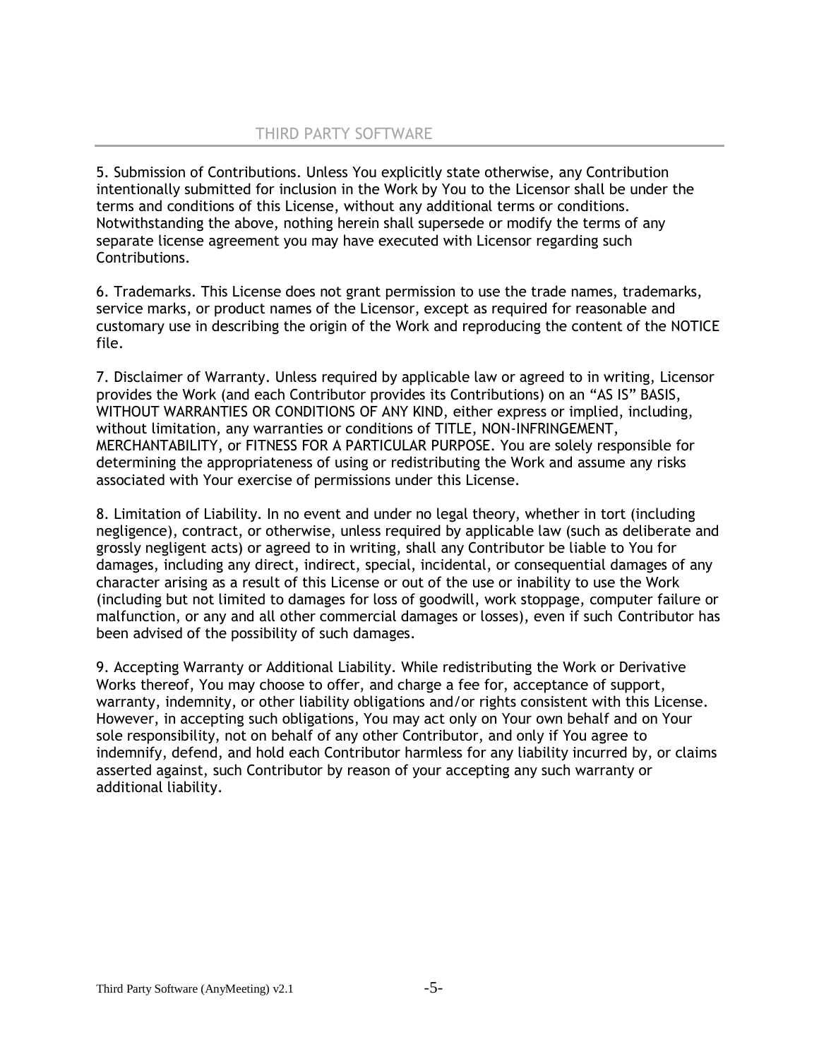5. Submission of Contributions. Unless You explicitly state otherwise, any Contribution intentionally submitted for inclusion in the Work by You to the Licensor shall be under the terms and conditions of this License, without any additional terms or conditions. Notwithstanding the above, nothing herein shall supersede or modify the terms of any separate license agreement you may have executed with Licensor regarding such Contributions.

6. Trademarks. This License does not grant permission to use the trade names, trademarks, service marks, or product names of the Licensor, except as required for reasonable and customary use in describing the origin of the Work and reproducing the content of the NOTICE file.

7. Disclaimer of Warranty. Unless required by applicable law or agreed to in writing, Licensor provides the Work (and each Contributor provides its Contributions) on an "AS IS" BASIS, WITHOUT WARRANTIES OR CONDITIONS OF ANY KIND, either express or implied, including, without limitation, any warranties or conditions of TITLE, NON-INFRINGEMENT, MERCHANTABILITY, or FITNESS FOR A PARTICULAR PURPOSE. You are solely responsible for determining the appropriateness of using or redistributing the Work and assume any risks associated with Your exercise of permissions under this License.

8. Limitation of Liability. In no event and under no legal theory, whether in tort (including negligence), contract, or otherwise, unless required by applicable law (such as deliberate and grossly negligent acts) or agreed to in writing, shall any Contributor be liable to You for damages, including any direct, indirect, special, incidental, or consequential damages of any character arising as a result of this License or out of the use or inability to use the Work (including but not limited to damages for loss of goodwill, work stoppage, computer failure or malfunction, or any and all other commercial damages or losses), even if such Contributor has been advised of the possibility of such damages.

9. Accepting Warranty or Additional Liability. While redistributing the Work or Derivative Works thereof, You may choose to offer, and charge a fee for, acceptance of support, warranty, indemnity, or other liability obligations and/or rights consistent with this License. However, in accepting such obligations, You may act only on Your own behalf and on Your sole responsibility, not on behalf of any other Contributor, and only if You agree to indemnify, defend, and hold each Contributor harmless for any liability incurred by, or claims asserted against, such Contributor by reason of your accepting any such warranty or additional liability.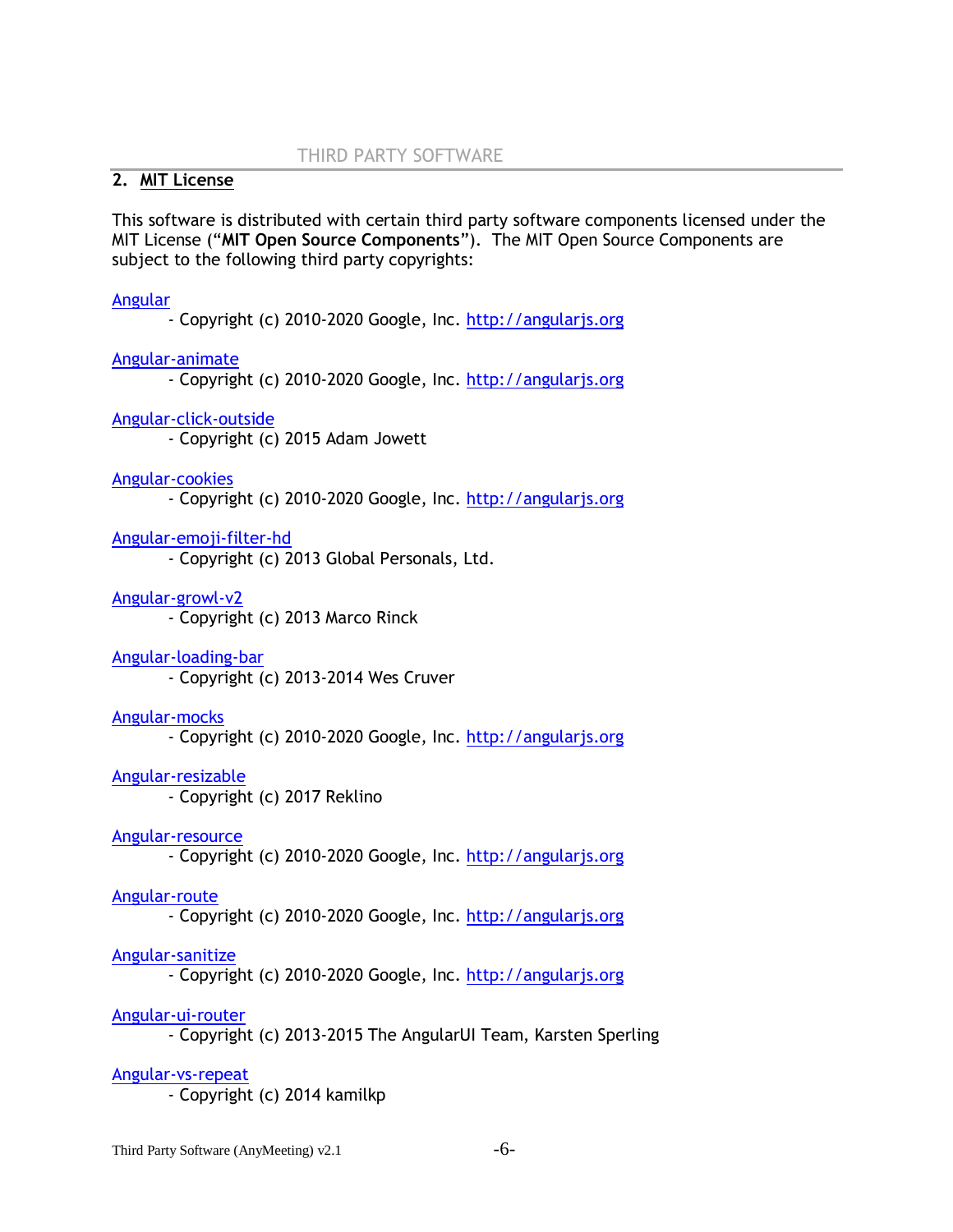## 2. MIT License

This software is distributed with certain third party software components licensed under the MIT License ("**MIT Open Source Components**"). The MIT Open Source Components are subject to the following third party copyrights:

Angular
- Copyright (c) 2010-2020 Google, Inc. http://angularjs.org

Angular-animate
- Copyright (c) 2010-2020 Google, Inc. http://angularjs.org

Angular-click-outside
- Copyright (c) 2015 Adam Jowett

Angular-cookies
- Copyright (c) 2010-2020 Google, Inc. http://angularjs.org

Angular-emoji-filter-hd
- Copyright (c) 2013 Global Personals, Ltd.

Angular-growl-v2
- Copyright (c) 2013 Marco Rinck

Angular-loading-bar
- Copyright (c) 2013-2014 Wes Cruver

Angular-mocks
- Copyright (c) 2010-2020 Google, Inc. http://angularjs.org

Angular-resizable
- Copyright (c) 2017 Reklino

Angular-resource
- Copyright (c) 2010-2020 Google, Inc. http://angularjs.org

Angular-route
- Copyright (c) 2010-2020 Google, Inc. http://angularjs.org

Angular-sanitize
- Copyright (c) 2010-2020 Google, Inc. http://angularjs.org

Angular-ui-router
- Copyright (c) 2013-2015 The AngularUI Team, Karsten Sperling

Angular-vs-repeat
- Copyright (c) 2014 kamilkp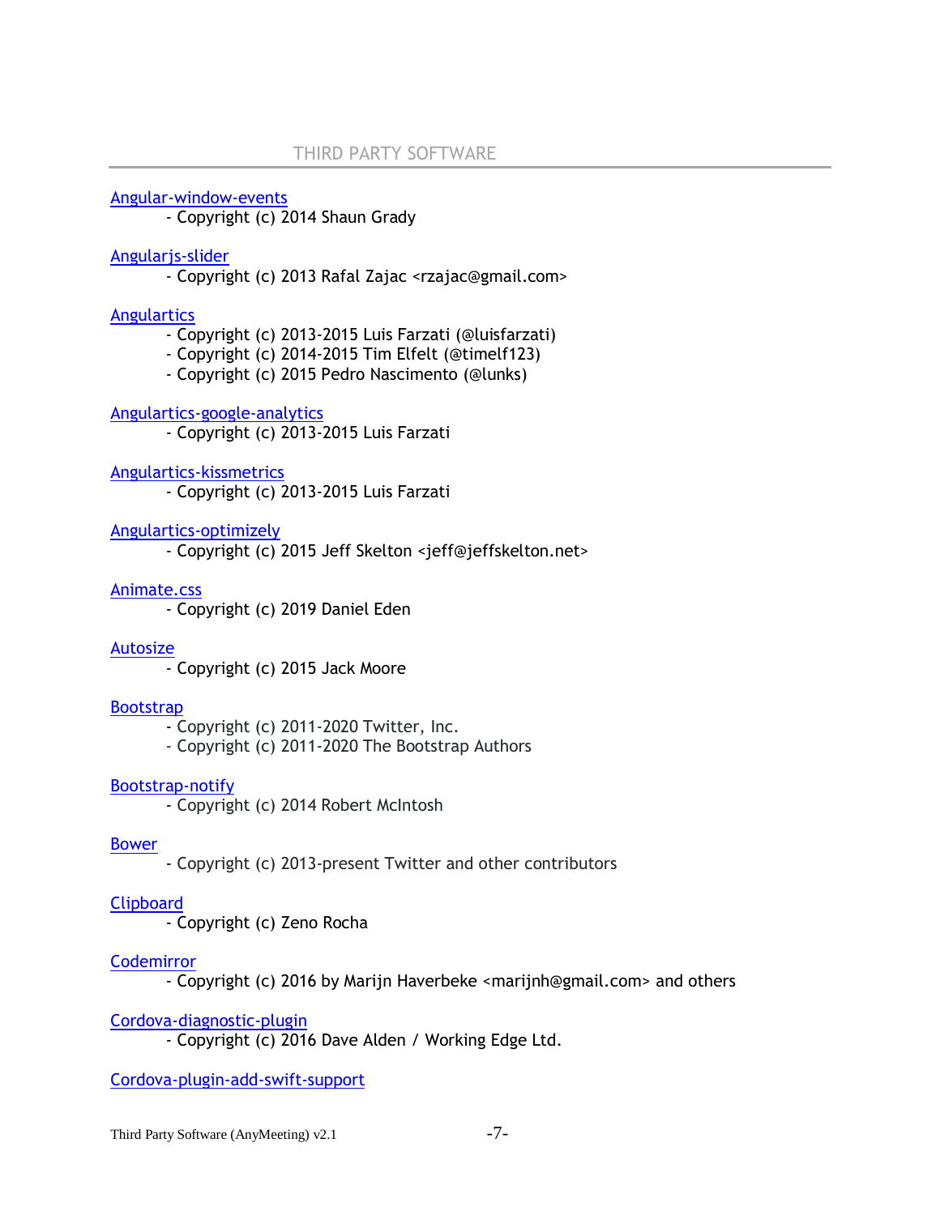[Angular-window-events](#)
- Copyright (c) 2014 Shaun Grady

[Angularjs-slider](#)
- Copyright (c) 2013 Rafal Zajac <rzajac@gmail.com>

[Angulartics](#)
- Copyright (c) 2013-2015 Luis Farzati (@luisfarzati)
- Copyright (c) 2014-2015 Tim Elfelt (@timelf123)
- Copyright (c) 2015 Pedro Nascimento (@lunks)

[Angulartics-google-analytics](#)
- Copyright (c) 2013-2015 Luis Farzati

[Angulartics-kissmetrics](#)
- Copyright (c) 2013-2015 Luis Farzati

[Angulartics-optimizely](#)
- Copyright (c) 2015 Jeff Skelton <jeff@jeffskelton.net>

[Animate.css](#)
- Copyright (c) 2019 Daniel Eden

[Autosize](#)
- Copyright (c) 2015 Jack Moore

[Bootstrap](#)
- Copyright (c) 2011-2020 Twitter, Inc.
- Copyright (c) 2011-2020 The Bootstrap Authors

[Bootstrap-notify](#)
- Copyright (c) 2014 Robert McIntosh

[Bower](#)
- Copyright (c) 2013-present Twitter and other contributors

[Clipboard](#)
- Copyright (c) Zeno Rocha

[Codemirror](#)
- Copyright (c) 2016 by Marijn Haverbeke <marijnh@gmail.com> and others

[Cordova-diagnostic-plugin](#)
- Copyright (c) 2016 Dave Alden / Working Edge Ltd.

[Cordova-plugin-add-swift-support](#)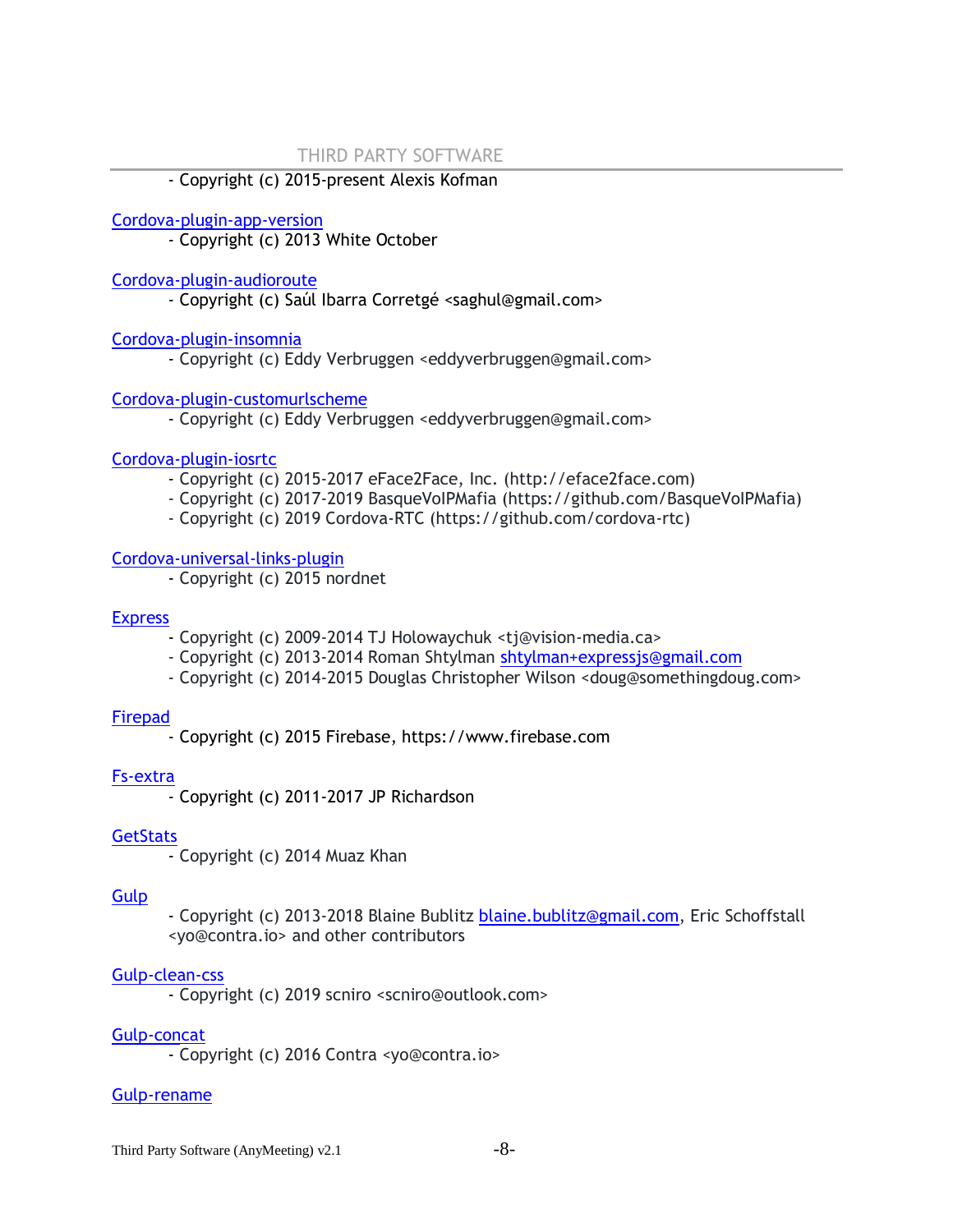- Copyright (c) 2015-present Alexis Kofman

[Cordova-plugin-app-version]
- Copyright (c) 2013 White October

[Cordova-plugin-audioroute]
- Copyright (c) Saúl Ibarra Corretgé <saghul@gmail.com>

[Cordova-plugin-insomnia]
- Copyright (c) Eddy Verbruggen <eddyverbruggen@gmail.com>

[Cordova-plugin-customurlscheme]
- Copyright (c) Eddy Verbruggen <eddyverbruggen@gmail.com>

[Cordova-plugin-iosrtc]
- Copyright (c) 2015-2017 eFace2Face, Inc. (http://eface2face.com)
- Copyright (c) 2017-2019 BasqueVoIPMafia (https://github.com/BasqueVoIPMafia)
- Copyright (c) 2019 Cordova-RTC (https://github.com/cordova-rtc)

[Cordova-universal-links-plugin]
- Copyright (c) 2015 nordnet

[Express]
- Copyright (c) 2009-2014 TJ Holowaychuk <tj@vision-media.ca>
- Copyright (c) 2013-2014 Roman Shtylman shtylman+expressjs@gmail.com
- Copyright (c) 2014-2015 Douglas Christopher Wilson <doug@somethingdoug.com>

[Firepad]
- Copyright (c) 2015 Firebase, https://www.firebase.com

[Fs-extra]
- Copyright (c) 2011-2017 JP Richardson

[GetStats]
- Copyright (c) 2014 Muaz Khan

[Gulp]
- Copyright (c) 2013-2018 Blaine Bublitz blaine.bublitz@gmail.com, Eric Schoffstall <yo@contra.io> and other contributors

[Gulp-clean-css]
- Copyright (c) 2019 scniro <scniro@outlook.com>

[Gulp-concat]
- Copyright (c) 2016 Contra <yo@contra.io>

[Gulp-rename]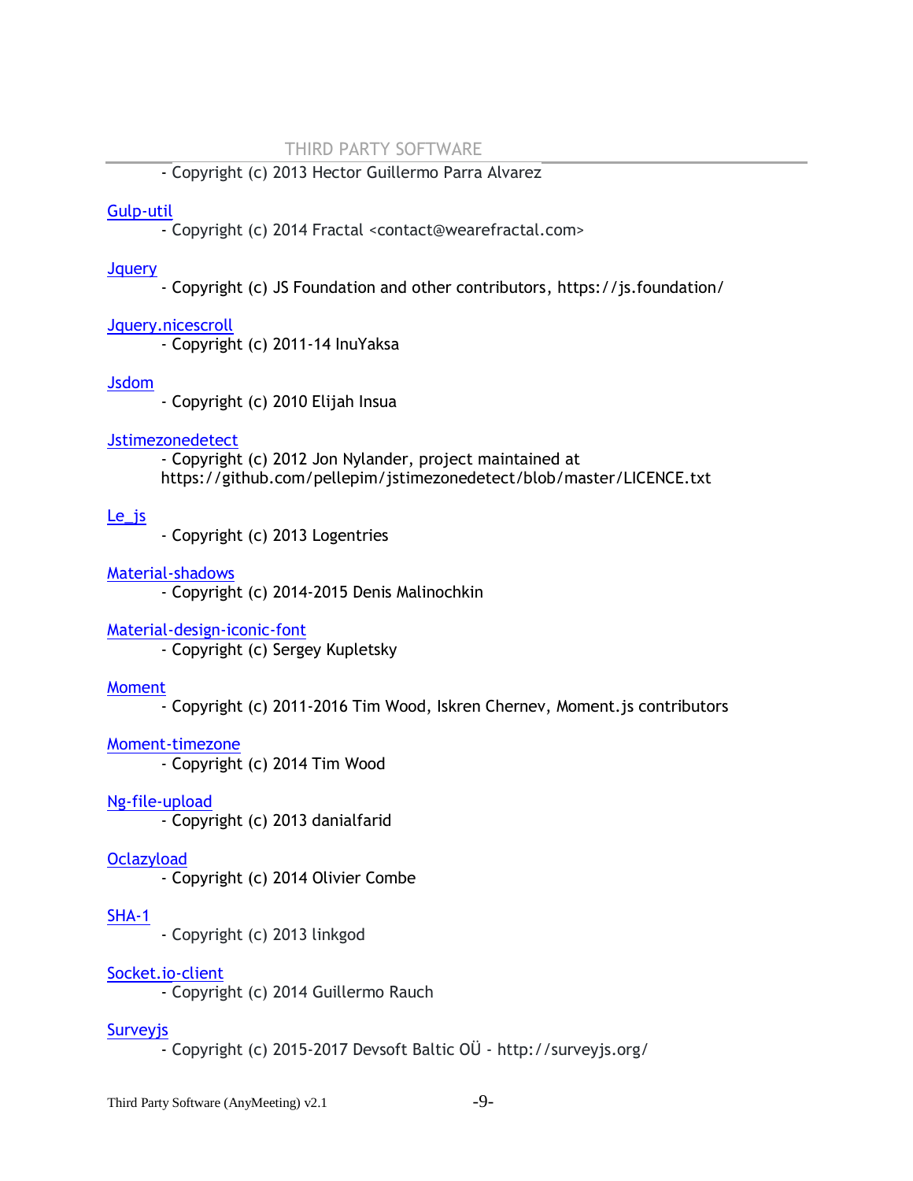- Copyright (c) 2013 Hector Guillermo Parra Alvarez

Gulp-util
- Copyright (c) 2014 Fractal <contact@wearefractal.com>

Jquery
- Copyright (c) JS Foundation and other contributors, https://js.foundation/

Jquery.nicescroll
- Copyright (c) 2011-14 InuYaksa

Jsdom
- Copyright (c) 2010 Elijah Insua

Jstimezonedetect
- Copyright (c) 2012 Jon Nylander, project maintained at https://github.com/pellepim/jstimezonedetect/blob/master/LICENCE.txt

Le_js
- Copyright (c) 2013 Logentries

Material-shadows
- Copyright (c) 2014-2015 Denis Malinochkin

Material-design-iconic-font
- Copyright (c) Sergey Kupletsky

Moment
- Copyright (c) 2011-2016 Tim Wood, Iskren Chernev, Moment.js contributors

Moment-timezone
- Copyright (c) 2014 Tim Wood

Ng-file-upload
- Copyright (c) 2013 danialfarid

Oclazyload
- Copyright (c) 2014 Olivier Combe

SHA-1
- Copyright (c) 2013 linkgod

Socket.io-client
- Copyright (c) 2014 Guillermo Rauch

Surveyjs
- Copyright (c) 2015-2017 Devsoft Baltic OÜ - http://surveyjs.org/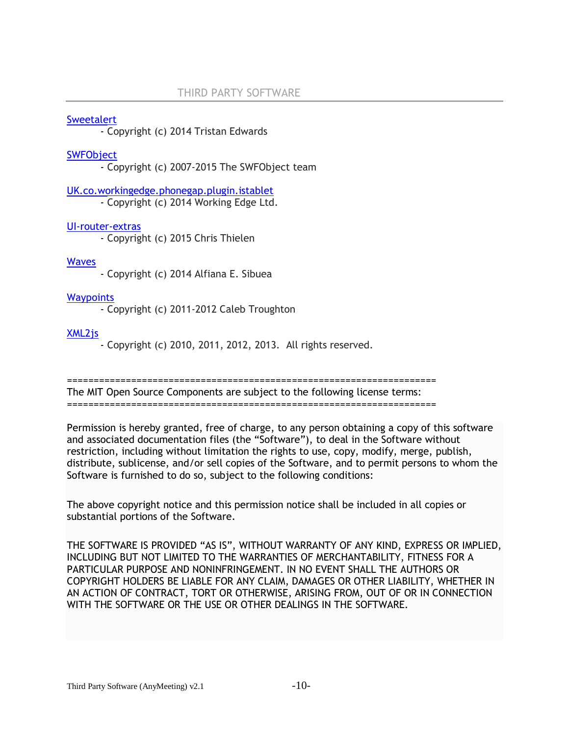Sweetalert
- Copyright (c) 2014 Tristan Edwards

SWFObject
- Copyright (c) 2007-2015 The SWFObject team

UK.co.workingedge.phonegap.plugin.istablet
- Copyright (c) 2014 Working Edge Ltd.

UI-router-extras
- Copyright (c) 2015 Chris Thielen

Waves
- Copyright (c) 2014 Alfiana E. Sibuea

Waypoints
- Copyright (c) 2011-2012 Caleb Troughton

XML2js
- Copyright (c) 2010, 2011, 2012, 2013. All rights reserved.

====================================================================
The MIT Open Source Components are subject to the following license terms:
====================================================================

Permission is hereby granted, free of charge, to any person obtaining a copy of this software and associated documentation files (the "Software"), to deal in the Software without restriction, including without limitation the rights to use, copy, modify, merge, publish, distribute, sublicense, and/or sell copies of the Software, and to permit persons to whom the Software is furnished to do so, subject to the following conditions:

The above copyright notice and this permission notice shall be included in all copies or substantial portions of the Software.

THE SOFTWARE IS PROVIDED "AS IS", WITHOUT WARRANTY OF ANY KIND, EXPRESS OR IMPLIED, INCLUDING BUT NOT LIMITED TO THE WARRANTIES OF MERCHANTABILITY, FITNESS FOR A PARTICULAR PURPOSE AND NONINFRINGEMENT. IN NO EVENT SHALL THE AUTHORS OR COPYRIGHT HOLDERS BE LIABLE FOR ANY CLAIM, DAMAGES OR OTHER LIABILITY, WHETHER IN AN ACTION OF CONTRACT, TORT OR OTHERWISE, ARISING FROM, OUT OF OR IN CONNECTION WITH THE SOFTWARE OR THE USE OR OTHER DEALINGS IN THE SOFTWARE.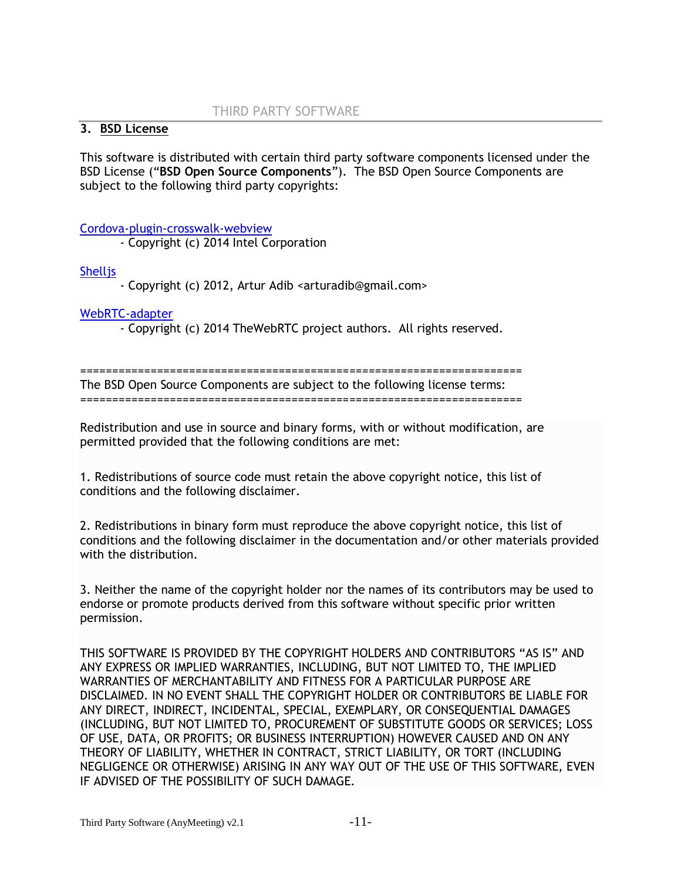## 3. BSD License

This software is distributed with certain third party software components licensed under the BSD License ("**BSD Open Source Components**"). The BSD Open Source Components are subject to the following third party copyrights:

Cordova-plugin-crosswalk-webview
- Copyright (c) 2014 Intel Corporation

Shelljs
- Copyright (c) 2012, Artur Adib <arturadib@gmail.com>

WebRTC-adapter
- Copyright (c) 2014 TheWebRTC project authors. All rights reserved.

====================================================================
The BSD Open Source Components are subject to the following license terms:
====================================================================

Redistribution and use in source and binary forms, with or without modification, are permitted provided that the following conditions are met:

1. Redistributions of source code must retain the above copyright notice, this list of conditions and the following disclaimer.

2. Redistributions in binary form must reproduce the above copyright notice, this list of conditions and the following disclaimer in the documentation and/or other materials provided with the distribution.

3. Neither the name of the copyright holder nor the names of its contributors may be used to endorse or promote products derived from this software without specific prior written permission.

THIS SOFTWARE IS PROVIDED BY THE COPYRIGHT HOLDERS AND CONTRIBUTORS "AS IS" AND ANY EXPRESS OR IMPLIED WARRANTIES, INCLUDING, BUT NOT LIMITED TO, THE IMPLIED WARRANTIES OF MERCHANTABILITY AND FITNESS FOR A PARTICULAR PURPOSE ARE DISCLAIMED. IN NO EVENT SHALL THE COPYRIGHT HOLDER OR CONTRIBUTORS BE LIABLE FOR ANY DIRECT, INDIRECT, INCIDENTAL, SPECIAL, EXEMPLARY, OR CONSEQUENTIAL DAMAGES (INCLUDING, BUT NOT LIMITED TO, PROCUREMENT OF SUBSTITUTE GOODS OR SERVICES; LOSS OF USE, DATA, OR PROFITS; OR BUSINESS INTERRUPTION) HOWEVER CAUSED AND ON ANY THEORY OF LIABILITY, WHETHER IN CONTRACT, STRICT LIABILITY, OR TORT (INCLUDING NEGLIGENCE OR OTHERWISE) ARISING IN ANY WAY OUT OF THE USE OF THIS SOFTWARE, EVEN IF ADVISED OF THE POSSIBILITY OF SUCH DAMAGE.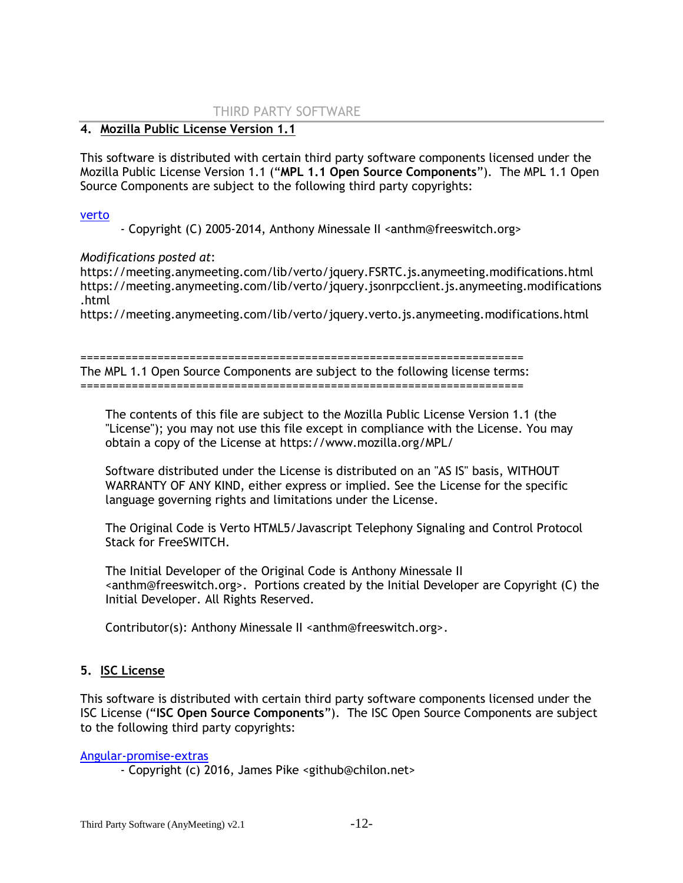## 4. Mozilla Public License Version 1.1

This software is distributed with certain third party software components licensed under the Mozilla Public License Version 1.1 ("**MPL 1.1 Open Source Components**"). The MPL 1.1 Open Source Components are subject to the following third party copyrights:

verto

- Copyright (C) 2005-2014, Anthony Minessale II <anthm@freeswitch.org>

*Modifications posted at*:
https://meeting.anymeeting.com/lib/verto/jquery.FSRTC.js.anymeeting.modifications.html
https://meeting.anymeeting.com/lib/verto/jquery.jsonrpcclient.js.anymeeting.modifications.html
https://meeting.anymeeting.com/lib/verto/jquery.verto.js.anymeeting.modifications.html

====================================================================
The MPL 1.1 Open Source Components are subject to the following license terms:
====================================================================

> The contents of this file are subject to the Mozilla Public License Version 1.1 (the "License"); you may not use this file except in compliance with the License. You may obtain a copy of the License at https://www.mozilla.org/MPL/
>
> Software distributed under the License is distributed on an "AS IS" basis, WITHOUT WARRANTY OF ANY KIND, either express or implied. See the License for the specific language governing rights and limitations under the License.
>
> The Original Code is Verto HTML5/Javascript Telephony Signaling and Control Protocol Stack for FreeSWITCH.
>
> The Initial Developer of the Original Code is Anthony Minessale II <anthm@freeswitch.org>. Portions created by the Initial Developer are Copyright (C) the Initial Developer. All Rights Reserved.
>
> Contributor(s): Anthony Minessale II <anthm@freeswitch.org>.

## 5. ISC License

This software is distributed with certain third party software components licensed under the ISC License ("**ISC Open Source Components**"). The ISC Open Source Components are subject to the following third party copyrights:

Angular-promise-extras

- Copyright (c) 2016, James Pike <github@chilon.net>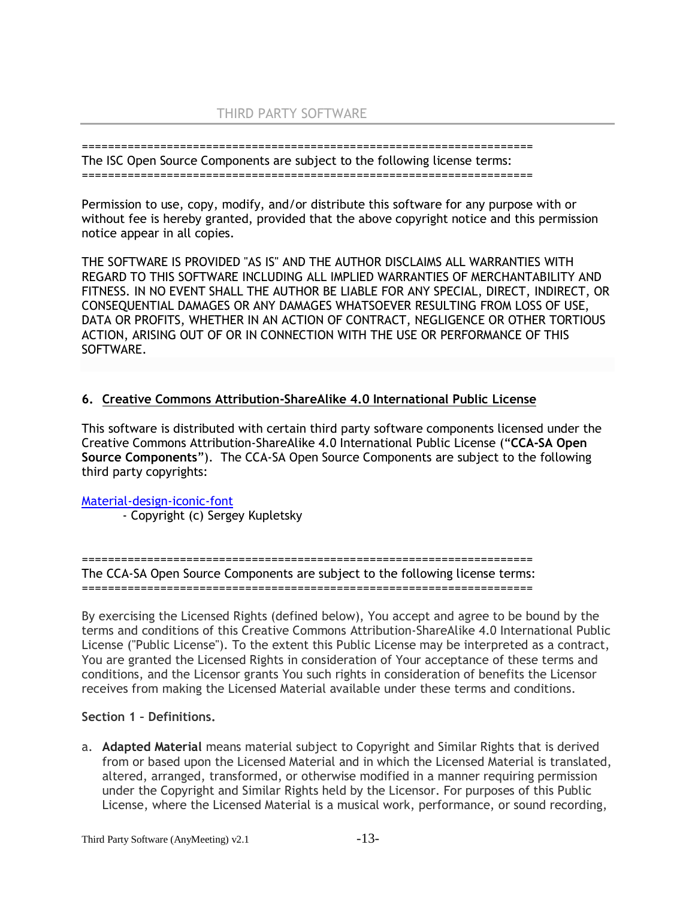======================================================================
The ISC Open Source Components are subject to the following license terms:
======================================================================

Permission to use, copy, modify, and/or distribute this software for any purpose with or without fee is hereby granted, provided that the above copyright notice and this permission notice appear in all copies.

THE SOFTWARE IS PROVIDED "AS IS" AND THE AUTHOR DISCLAIMS ALL WARRANTIES WITH REGARD TO THIS SOFTWARE INCLUDING ALL IMPLIED WARRANTIES OF MERCHANTABILITY AND FITNESS. IN NO EVENT SHALL THE AUTHOR BE LIABLE FOR ANY SPECIAL, DIRECT, INDIRECT, OR CONSEQUENTIAL DAMAGES OR ANY DAMAGES WHATSOEVER RESULTING FROM LOSS OF USE, DATA OR PROFITS, WHETHER IN AN ACTION OF CONTRACT, NEGLIGENCE OR OTHER TORTIOUS ACTION, ARISING OUT OF OR IN CONNECTION WITH THE USE OR PERFORMANCE OF THIS SOFTWARE.

## 6. Creative Commons Attribution-ShareAlike 4.0 International Public License

This software is distributed with certain third party software components licensed under the Creative Commons Attribution-ShareAlike 4.0 International Public License (“**CCA-SA Open Source Components**”). The CCA-SA Open Source Components are subject to the following third party copyrights:

Material-design-iconic-font
- Copyright (c) Sergey Kupletsky

======================================================================
The CCA-SA Open Source Components are subject to the following license terms:
======================================================================

By exercising the Licensed Rights (defined below), You accept and agree to be bound by the terms and conditions of this Creative Commons Attribution-ShareAlike 4.0 International Public License ("Public License"). To the extent this Public License may be interpreted as a contract, You are granted the Licensed Rights in consideration of Your acceptance of these terms and conditions, and the Licensor grants You such rights in consideration of benefits the Licensor receives from making the Licensed Material available under these terms and conditions.

**Section 1 – Definitions.**

a. **Adapted Material** means material subject to Copyright and Similar Rights that is derived from or based upon the Licensed Material and in which the Licensed Material is translated, altered, arranged, transformed, or otherwise modified in a manner requiring permission under the Copyright and Similar Rights held by the Licensor. For purposes of this Public License, where the Licensed Material is a musical work, performance, or sound recording,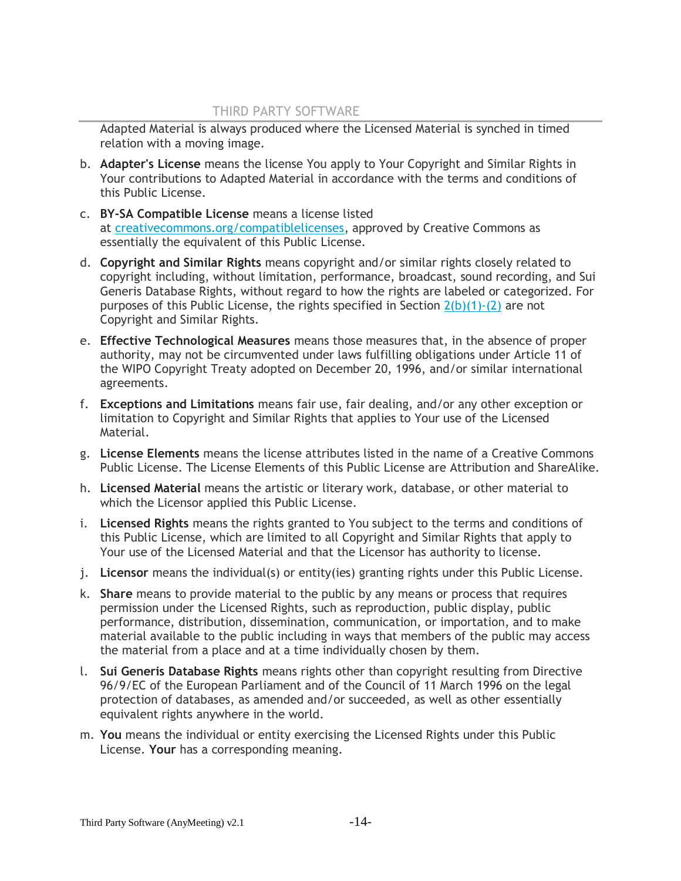Adapted Material is always produced where the Licensed Material is synched in timed relation with a moving image.

b. **Adapter's License** means the license You apply to Your Copyright and Similar Rights in Your contributions to Adapted Material in accordance with the terms and conditions of this Public License.

c. **BY-SA Compatible License** means a license listed at [creativecommons.org/compatiblelicenses](creativecommons.org/compatiblelicenses), approved by Creative Commons as essentially the equivalent of this Public License.

d. **Copyright and Similar Rights** means copyright and/or similar rights closely related to copyright including, without limitation, performance, broadcast, sound recording, and Sui Generis Database Rights, without regard to how the rights are labeled or categorized. For purposes of this Public License, the rights specified in Section 2(b)(1)-(2) are not Copyright and Similar Rights.

e. **Effective Technological Measures** means those measures that, in the absence of proper authority, may not be circumvented under laws fulfilling obligations under Article 11 of the WIPO Copyright Treaty adopted on December 20, 1996, and/or similar international agreements.

f. **Exceptions and Limitations** means fair use, fair dealing, and/or any other exception or limitation to Copyright and Similar Rights that applies to Your use of the Licensed Material.

g. **License Elements** means the license attributes listed in the name of a Creative Commons Public License. The License Elements of this Public License are Attribution and ShareAlike.

h. **Licensed Material** means the artistic or literary work, database, or other material to which the Licensor applied this Public License.

i. **Licensed Rights** means the rights granted to You subject to the terms and conditions of this Public License, which are limited to all Copyright and Similar Rights that apply to Your use of the Licensed Material and that the Licensor has authority to license.

j. **Licensor** means the individual(s) or entity(ies) granting rights under this Public License.

k. **Share** means to provide material to the public by any means or process that requires permission under the Licensed Rights, such as reproduction, public display, public performance, distribution, dissemination, communication, or importation, and to make material available to the public including in ways that members of the public may access the material from a place and at a time individually chosen by them.

l. **Sui Generis Database Rights** means rights other than copyright resulting from Directive 96/9/EC of the European Parliament and of the Council of 11 March 1996 on the legal protection of databases, as amended and/or succeeded, as well as other essentially equivalent rights anywhere in the world.

m. **You** means the individual or entity exercising the Licensed Rights under this Public License. **Your** has a corresponding meaning.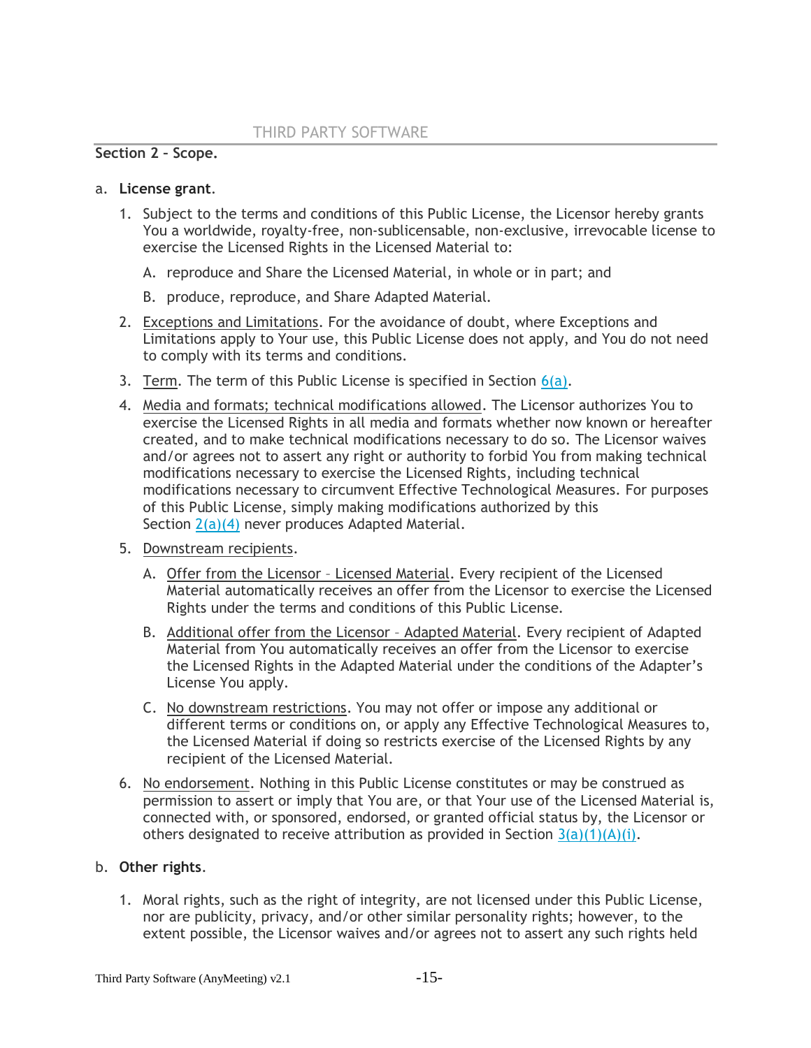**Section 2 – Scope.**

a. **License grant**.

1. Subject to the terms and conditions of this Public License, the Licensor hereby grants You a worldwide, royalty-free, non-sublicensable, non-exclusive, irrevocable license to exercise the Licensed Rights in the Licensed Material to:

   A. reproduce and Share the Licensed Material, in whole or in part; and

   B. produce, reproduce, and Share Adapted Material.

2. Exceptions and Limitations. For the avoidance of doubt, where Exceptions and Limitations apply to Your use, this Public License does not apply, and You do not need to comply with its terms and conditions.

3. Term. The term of this Public License is specified in Section 6(a).

4. Media and formats; technical modifications allowed. The Licensor authorizes You to exercise the Licensed Rights in all media and formats whether now known or hereafter created, and to make technical modifications necessary to do so. The Licensor waives and/or agrees not to assert any right or authority to forbid You from making technical modifications necessary to exercise the Licensed Rights, including technical modifications necessary to circumvent Effective Technological Measures. For purposes of this Public License, simply making modifications authorized by this Section 2(a)(4) never produces Adapted Material.

5. Downstream recipients.

   A. Offer from the Licensor – Licensed Material. Every recipient of the Licensed Material automatically receives an offer from the Licensor to exercise the Licensed Rights under the terms and conditions of this Public License.

   B. Additional offer from the Licensor – Adapted Material. Every recipient of Adapted Material from You automatically receives an offer from the Licensor to exercise the Licensed Rights in the Adapted Material under the conditions of the Adapter's License You apply.

   C. No downstream restrictions. You may not offer or impose any additional or different terms or conditions on, or apply any Effective Technological Measures to, the Licensed Material if doing so restricts exercise of the Licensed Rights by any recipient of the Licensed Material.

6. No endorsement. Nothing in this Public License constitutes or may be construed as permission to assert or imply that You are, or that Your use of the Licensed Material is, connected with, or sponsored, endorsed, or granted official status by, the Licensor or others designated to receive attribution as provided in Section 3(a)(1)(A)(i).

b. **Other rights**.

1. Moral rights, such as the right of integrity, are not licensed under this Public License, nor are publicity, privacy, and/or other similar personality rights; however, to the extent possible, the Licensor waives and/or agrees not to assert any such rights held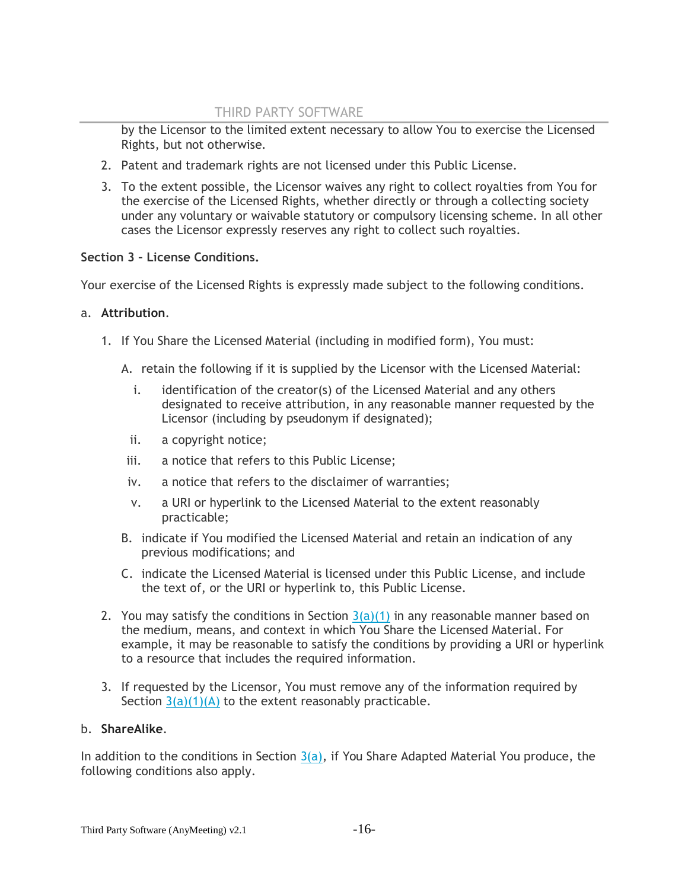by the Licensor to the limited extent necessary to allow You to exercise the Licensed Rights, but not otherwise.

2. Patent and trademark rights are not licensed under this Public License.

3. To the extent possible, the Licensor waives any right to collect royalties from You for the exercise of the Licensed Rights, whether directly or through a collecting society under any voluntary or waivable statutory or compulsory licensing scheme. In all other cases the Licensor expressly reserves any right to collect such royalties.

**Section 3 – License Conditions.**

Your exercise of the Licensed Rights is expressly made subject to the following conditions.

a. **Attribution**.

1. If You Share the Licensed Material (including in modified form), You must:

   A. retain the following if it is supplied by the Licensor with the Licensed Material:

      i. identification of the creator(s) of the Licensed Material and any others designated to receive attribution, in any reasonable manner requested by the Licensor (including by pseudonym if designated);

      ii. a copyright notice;

      iii. a notice that refers to this Public License;

      iv. a notice that refers to the disclaimer of warranties;

      v. a URI or hyperlink to the Licensed Material to the extent reasonably practicable;

   B. indicate if You modified the Licensed Material and retain an indication of any previous modifications; and

   C. indicate the Licensed Material is licensed under this Public License, and include the text of, or the URI or hyperlink to, this Public License.

2. You may satisfy the conditions in Section 3(a)(1) in any reasonable manner based on the medium, means, and context in which You Share the Licensed Material. For example, it may be reasonable to satisfy the conditions by providing a URI or hyperlink to a resource that includes the required information.

3. If requested by the Licensor, You must remove any of the information required by Section 3(a)(1)(A) to the extent reasonably practicable.

b. **ShareAlike**.

In addition to the conditions in Section 3(a), if You Share Adapted Material You produce, the following conditions also apply.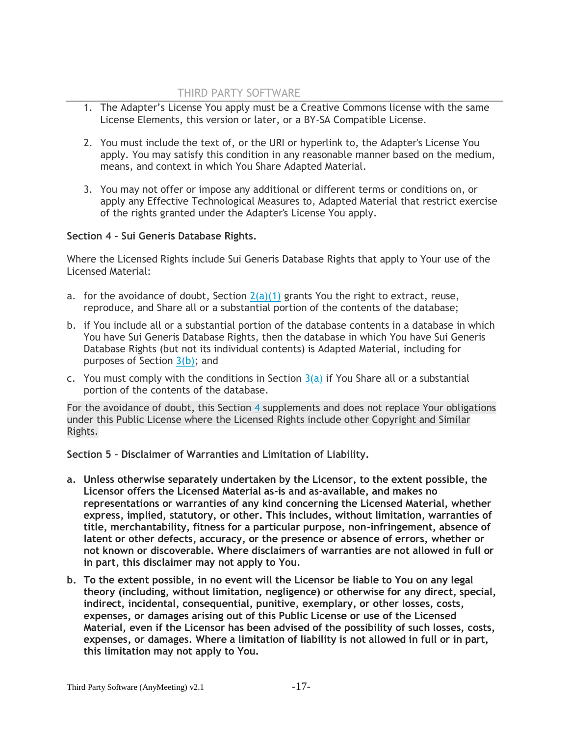1. The Adapter's License You apply must be a Creative Commons license with the same License Elements, this version or later, or a BY-SA Compatible License.

2. You must include the text of, or the URI or hyperlink to, the Adapter's License You apply. You may satisfy this condition in any reasonable manner based on the medium, means, and context in which You Share Adapted Material.

3. You may not offer or impose any additional or different terms or conditions on, or apply any Effective Technological Measures to, Adapted Material that restrict exercise of the rights granted under the Adapter's License You apply.

**Section 4 – Sui Generis Database Rights.**

Where the Licensed Rights include Sui Generis Database Rights that apply to Your use of the Licensed Material:

a. for the avoidance of doubt, Section 2(a)(1) grants You the right to extract, reuse, reproduce, and Share all or a substantial portion of the contents of the database;

b. if You include all or a substantial portion of the database contents in a database in which You have Sui Generis Database Rights, then the database in which You have Sui Generis Database Rights (but not its individual contents) is Adapted Material, including for purposes of Section 3(b); and

c. You must comply with the conditions in Section 3(a) if You Share all or a substantial portion of the contents of the database.

For the avoidance of doubt, this Section 4 supplements and does not replace Your obligations under this Public License where the Licensed Rights include other Copyright and Similar Rights.

**Section 5 – Disclaimer of Warranties and Limitation of Liability.**

**a. Unless otherwise separately undertaken by the Licensor, to the extent possible, the Licensor offers the Licensed Material as-is and as-available, and makes no representations or warranties of any kind concerning the Licensed Material, whether express, implied, statutory, or other. This includes, without limitation, warranties of title, merchantability, fitness for a particular purpose, non-infringement, absence of latent or other defects, accuracy, or the presence or absence of errors, whether or not known or discoverable. Where disclaimers of warranties are not allowed in full or in part, this disclaimer may not apply to You.**

**b. To the extent possible, in no event will the Licensor be liable to You on any legal theory (including, without limitation, negligence) or otherwise for any direct, special, indirect, incidental, consequential, punitive, exemplary, or other losses, costs, expenses, or damages arising out of this Public License or use of the Licensed Material, even if the Licensor has been advised of the possibility of such losses, costs, expenses, or damages. Where a limitation of liability is not allowed in full or in part, this limitation may not apply to You.**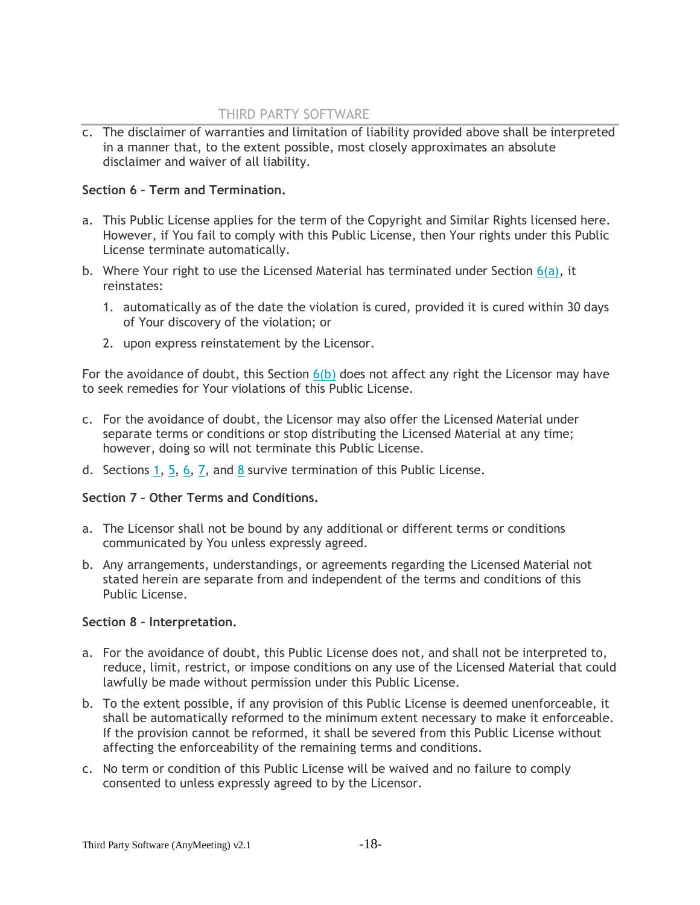c. The disclaimer of warranties and limitation of liability provided above shall be interpreted in a manner that, to the extent possible, most closely approximates an absolute disclaimer and waiver of all liability.

**Section 6 – Term and Termination.**

a. This Public License applies for the term of the Copyright and Similar Rights licensed here. However, if You fail to comply with this Public License, then Your rights under this Public License terminate automatically.

b. Where Your right to use the Licensed Material has terminated under Section 6(a), it reinstates:

   1. automatically as of the date the violation is cured, provided it is cured within 30 days of Your discovery of the violation; or
   2. upon express reinstatement by the Licensor.

For the avoidance of doubt, this Section 6(b) does not affect any right the Licensor may have to seek remedies for Your violations of this Public License.

c. For the avoidance of doubt, the Licensor may also offer the Licensed Material under separate terms or conditions or stop distributing the Licensed Material at any time; however, doing so will not terminate this Public License.

d. Sections 1, 5, 6, 7, and 8 survive termination of this Public License.

**Section 7 – Other Terms and Conditions.**

a. The Licensor shall not be bound by any additional or different terms or conditions communicated by You unless expressly agreed.

b. Any arrangements, understandings, or agreements regarding the Licensed Material not stated herein are separate from and independent of the terms and conditions of this Public License.

**Section 8 – Interpretation.**

a. For the avoidance of doubt, this Public License does not, and shall not be interpreted to, reduce, limit, restrict, or impose conditions on any use of the Licensed Material that could lawfully be made without permission under this Public License.

b. To the extent possible, if any provision of this Public License is deemed unenforceable, it shall be automatically reformed to the minimum extent necessary to make it enforceable. If the provision cannot be reformed, it shall be severed from this Public License without affecting the enforceability of the remaining terms and conditions.

c. No term or condition of this Public License will be waived and no failure to comply consented to unless expressly agreed to by the Licensor.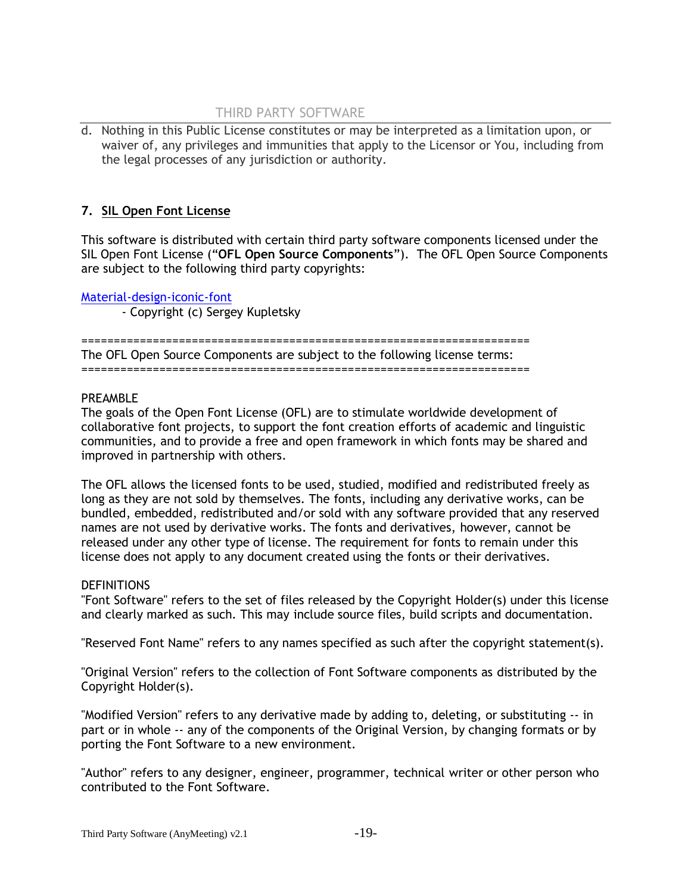d. Nothing in this Public License constitutes or may be interpreted as a limitation upon, or waiver of, any privileges and immunities that apply to the Licensor or You, including from the legal processes of any jurisdiction or authority.

## 7. SIL Open Font License

This software is distributed with certain third party software components licensed under the SIL Open Font License ("**OFL Open Source Components**"). The OFL Open Source Components are subject to the following third party copyrights:

[Material-design-iconic-font](Material-design-iconic-font)
- Copyright (c) Sergey Kupletsky

====================================================================
The OFL Open Source Components are subject to the following license terms:
====================================================================

PREAMBLE
The goals of the Open Font License (OFL) are to stimulate worldwide development of collaborative font projects, to support the font creation efforts of academic and linguistic communities, and to provide a free and open framework in which fonts may be shared and improved in partnership with others.

The OFL allows the licensed fonts to be used, studied, modified and redistributed freely as long as they are not sold by themselves. The fonts, including any derivative works, can be bundled, embedded, redistributed and/or sold with any software provided that any reserved names are not used by derivative works. The fonts and derivatives, however, cannot be released under any other type of license. The requirement for fonts to remain under this license does not apply to any document created using the fonts or their derivatives.

DEFINITIONS
"Font Software" refers to the set of files released by the Copyright Holder(s) under this license and clearly marked as such. This may include source files, build scripts and documentation.

"Reserved Font Name" refers to any names specified as such after the copyright statement(s).

"Original Version" refers to the collection of Font Software components as distributed by the Copyright Holder(s).

"Modified Version" refers to any derivative made by adding to, deleting, or substituting -- in part or in whole -- any of the components of the Original Version, by changing formats or by porting the Font Software to a new environment.

"Author" refers to any designer, engineer, programmer, technical writer or other person who contributed to the Font Software.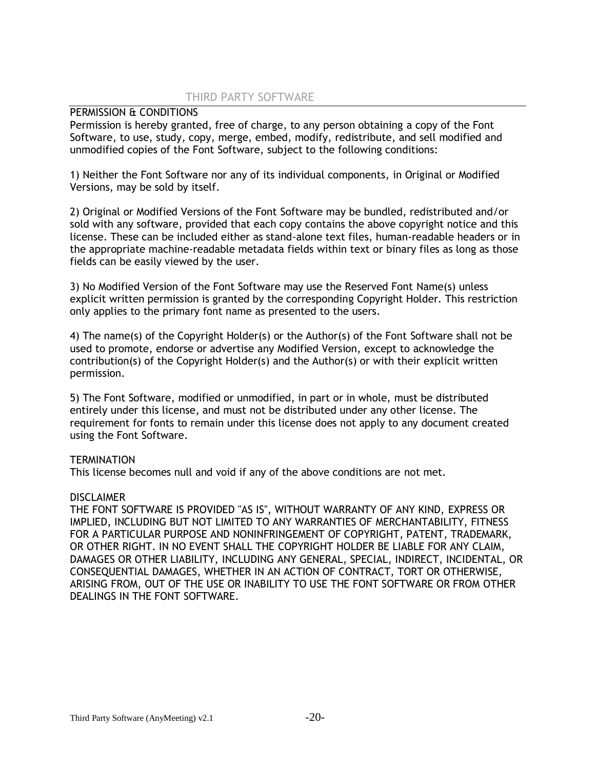PERMISSION & CONDITIONS
Permission is hereby granted, free of charge, to any person obtaining a copy of the Font Software, to use, study, copy, merge, embed, modify, redistribute, and sell modified and unmodified copies of the Font Software, subject to the following conditions:

1) Neither the Font Software nor any of its individual components, in Original or Modified Versions, may be sold by itself.

2) Original or Modified Versions of the Font Software may be bundled, redistributed and/or sold with any software, provided that each copy contains the above copyright notice and this license. These can be included either as stand-alone text files, human-readable headers or in the appropriate machine-readable metadata fields within text or binary files as long as those fields can be easily viewed by the user.

3) No Modified Version of the Font Software may use the Reserved Font Name(s) unless explicit written permission is granted by the corresponding Copyright Holder. This restriction only applies to the primary font name as presented to the users.

4) The name(s) of the Copyright Holder(s) or the Author(s) of the Font Software shall not be used to promote, endorse or advertise any Modified Version, except to acknowledge the contribution(s) of the Copyright Holder(s) and the Author(s) or with their explicit written permission.

5) The Font Software, modified or unmodified, in part or in whole, must be distributed entirely under this license, and must not be distributed under any other license. The requirement for fonts to remain under this license does not apply to any document created using the Font Software.

TERMINATION
This license becomes null and void if any of the above conditions are not met.

DISCLAIMER
THE FONT SOFTWARE IS PROVIDED "AS IS", WITHOUT WARRANTY OF ANY KIND, EXPRESS OR IMPLIED, INCLUDING BUT NOT LIMITED TO ANY WARRANTIES OF MERCHANTABILITY, FITNESS FOR A PARTICULAR PURPOSE AND NONINFRINGEMENT OF COPYRIGHT, PATENT, TRADEMARK, OR OTHER RIGHT. IN NO EVENT SHALL THE COPYRIGHT HOLDER BE LIABLE FOR ANY CLAIM, DAMAGES OR OTHER LIABILITY, INCLUDING ANY GENERAL, SPECIAL, INDIRECT, INCIDENTAL, OR CONSEQUENTIAL DAMAGES, WHETHER IN AN ACTION OF CONTRACT, TORT OR OTHERWISE, ARISING FROM, OUT OF THE USE OR INABILITY TO USE THE FONT SOFTWARE OR FROM OTHER DEALINGS IN THE FONT SOFTWARE.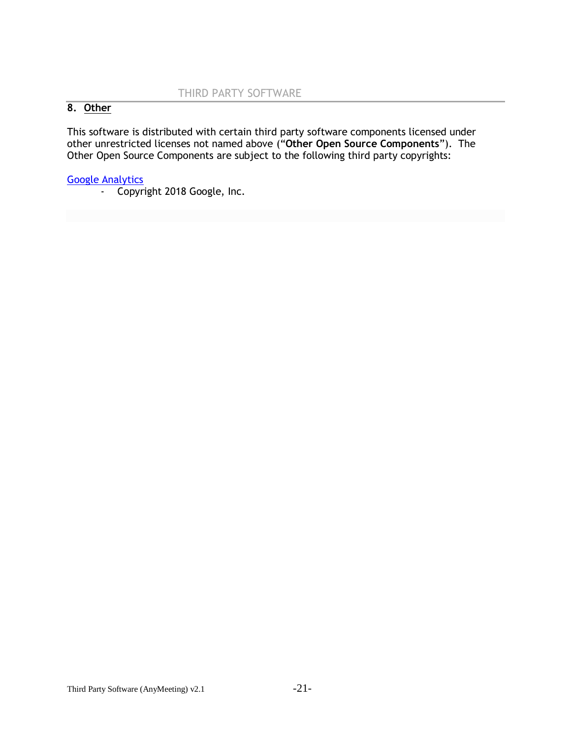## 8. Other

This software is distributed with certain third party software components licensed under other unrestricted licenses not named above (“**Other Open Source Components**”). The Other Open Source Components are subject to the following third party copyrights:

Google Analytics

- Copyright 2018 Google, Inc.